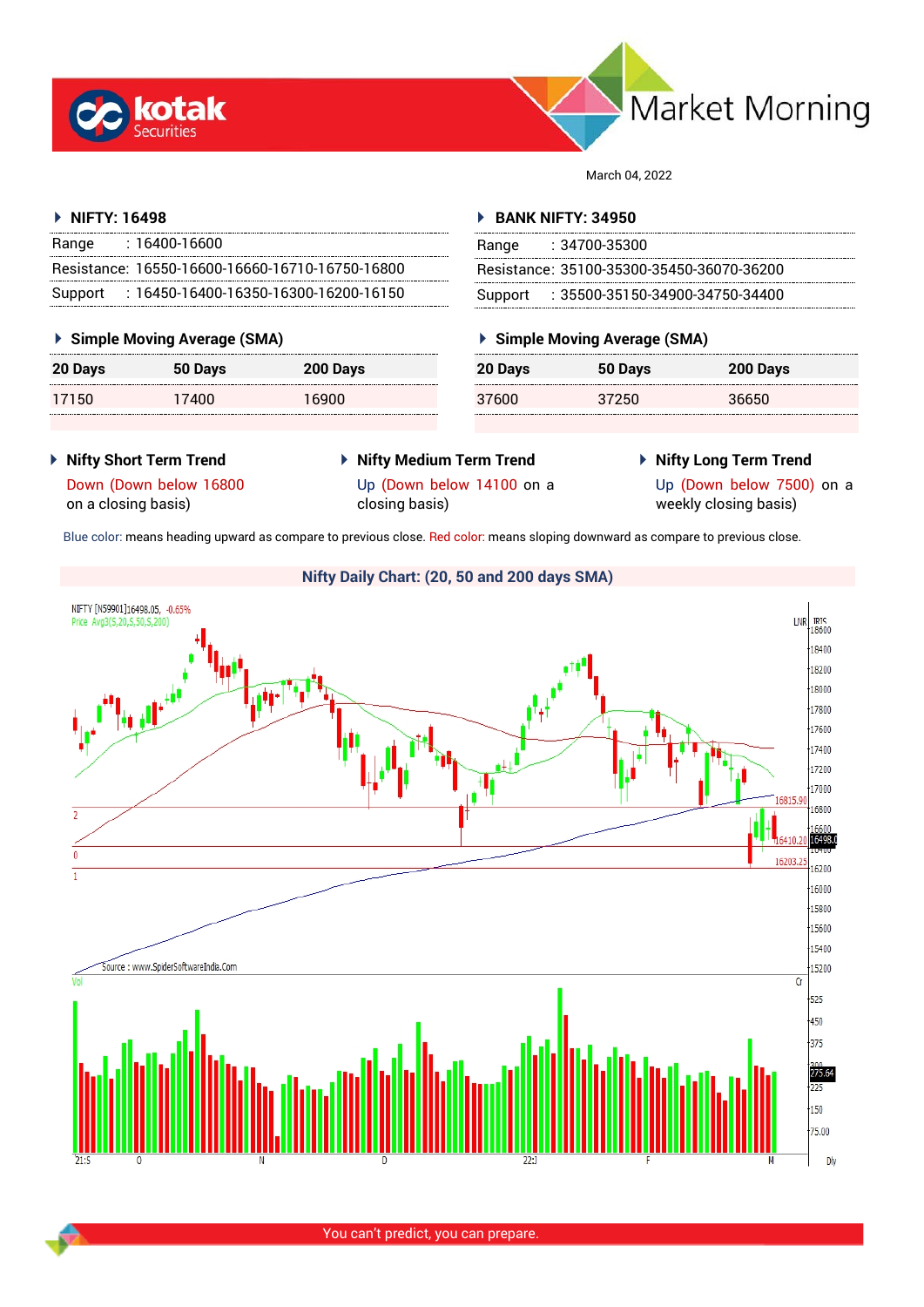# Market Morning

March 04, 2022

## NIFTY: 16498

| Range | : 16400-16600 |
|---|---|
| Resistance: | 16550-16600-16660-16710-16750-16800 |
| Support | : 16450-16400-16350-16300-16200-16150 |

### Simple Moving Average (SMA)

| 20 Days | 50 Days | 200 Days |
|---|---|---|
| 17150 | 17400 | 16900 |

## BANK NIFTY: 34950

| Range | : 34700-35300 |
|---|---|
| Resistance: | 35100-35300-35450-36070-36200 |
| Support | : 35500-35150-34900-34750-34400 |

### Simple Moving Average (SMA)

| 20 Days | 50 Days | 200 Days |
|---|---|---|
| 37600 | 37250 | 36650 |

### Nifty Short Term Trend

Down (Down below 16800 on a closing basis)

### Nifty Medium Term Trend

Up (Down below 14100 on a closing basis)

### Nifty Long Term Trend

Up (Down below 7500) on a weekly closing basis)

Blue color: means heading upward as compare to previous close. Red color: means sloping downward as compare to previous close.

### Nifty Daily Chart: (20, 50 and 200 days SMA)

Source : www.SpiderSoftwareIndia.Com

You can't predict, you can prepare.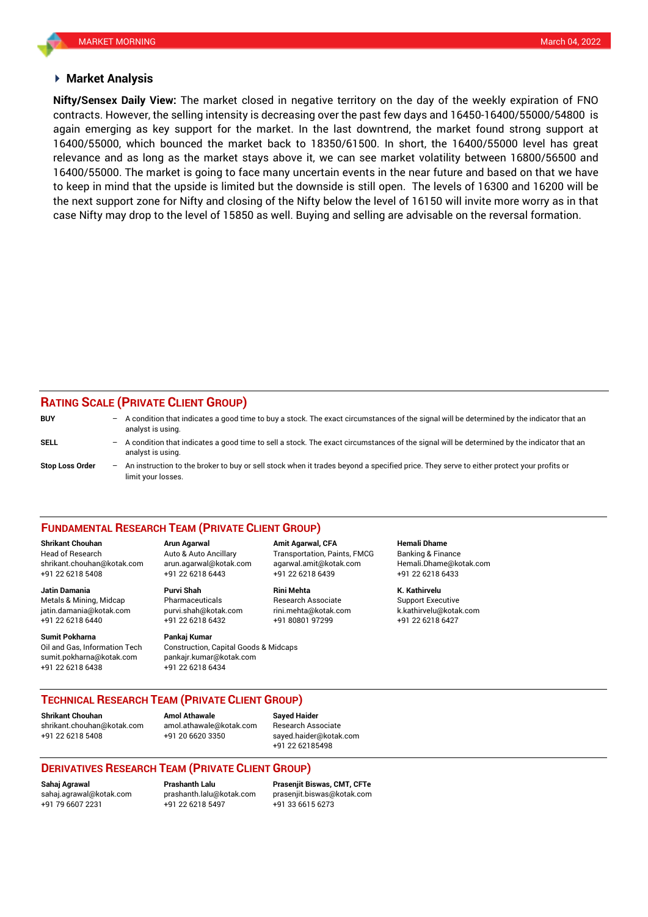## Market Analysis

**Nifty/Sensex Daily View:** The market closed in negative territory on the day of the weekly expiration of FNO contracts. However, the selling intensity is decreasing over the past few days and 16450-16400/55000/54800 is again emerging as key support for the market. In the last downtrend, the market found strong support at 16400/55000, which bounced the market back to 18350/61500. In short, the 16400/55000 level has great relevance and as long as the market stays above it, we can see market volatility between 16800/56500 and 16400/55000. The market is going to face many uncertain events in the near future and based on that we have to keep in mind that the upside is limited but the downside is still open. The levels of 16300 and 16200 will be the next support zone for Nifty and closing of the Nifty below the level of 16150 will invite more worry as in that case Nifty may drop to the level of 15850 as well. Buying and selling are advisable on the reversal formation.

## Rating Scale (Private Client Group)

**BUY** – A condition that indicates a good time to buy a stock. The exact circumstances of the signal will be determined by the indicator that an analyst is using.

**SELL** – A condition that indicates a good time to sell a stock. The exact circumstances of the signal will be determined by the indicator that an analyst is using.

**Stop Loss Order** – An instruction to the broker to buy or sell stock when it trades beyond a specified price. They serve to either protect your profits or limit your losses.

## Fundamental Research Team (Private Client Group)

**Shrikant Chouhan**
Head of Research
shrikant.chouhan@kotak.com
+91 22 6218 5408

**Arun Agarwal**
Auto & Auto Ancillary
arun.agarwal@kotak.com
+91 22 6218 6443

**Amit Agarwal, CFA**
Transportation, Paints, FMCG
agarwal.amit@kotak.com
+91 22 6218 6439

**Hemali Dhame**
Banking & Finance
Hemali.Dhame@kotak.com
+91 22 6218 6433

**Jatin Damania**
Metals & Mining, Midcap
jatin.damania@kotak.com
+91 22 6218 6440

**Purvi Shah**
Pharmaceuticals
purvi.shah@kotak.com
+91 22 6218 6432

**Rini Mehta**
Research Associate
rini.mehta@kotak.com
+91 80801 97299

**K. Kathirvelu**
Support Executive
k.kathirvelu@kotak.com
+91 22 6218 6427

**Sumit Pokharna**
Oil and Gas, Information Tech
sumit.pokharna@kotak.com
+91 22 6218 6438

**Pankaj Kumar**
Construction, Capital Goods & Midcaps
pankajr.kumar@kotak.com
+91 22 6218 6434

## Technical Research Team (Private Client Group)

**Shrikant Chouhan**
shrikant.chouhan@kotak.com
+91 22 6218 5408

**Amol Athawale**
amol.athawale@kotak.com
+91 20 6620 3350

**Sayed Haider**
Research Associate
sayed.haider@kotak.com
+91 22 62185498

## Derivatives Research Team (Private Client Group)

**Sahaj Agrawal**
sahaj.agrawal@kotak.com
+91 79 6607 2231

**Prashanth Lalu**
prashanth.lalu@kotak.com
+91 22 6218 5497

**Prasenjit Biswas, CMT, CFTe**
prasenjit.biswas@kotak.com
+91 33 6615 6273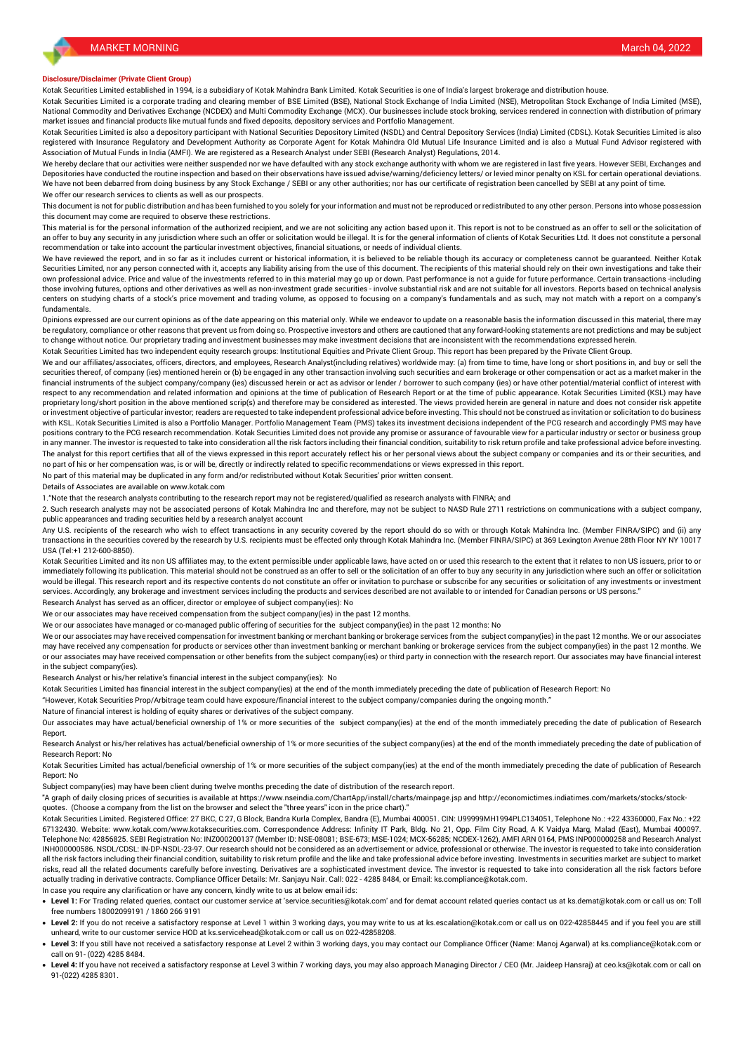**Disclosure/Disclaimer (Private Client Group)**

Kotak Securities Limited established in 1994, is a subsidiary of Kotak Mahindra Bank Limited. Kotak Securities is one of India's largest brokerage and distribution house.

Kotak Securities Limited is a corporate trading and clearing member of BSE Limited (BSE), National Stock Exchange of India Limited (NSE), Metropolitan Stock Exchange of India Limited (MSE), National Commodity and Derivatives Exchange (NCDEX) and Multi Commodity Exchange (MCX). Our businesses include stock broking, services rendered in connection with distribution of primary market issues and financial products like mutual funds and fixed deposits, depository services and Portfolio Management.

Kotak Securities Limited is also a depository participant with National Securities Depository Limited (NSDL) and Central Depository Services (India) Limited (CDSL). Kotak Securities Limited is also registered with Insurance Regulatory and Development Authority as Corporate Agent for Kotak Mahindra Old Mutual Life Insurance Limited and is also a Mutual Fund Advisor registered with Association of Mutual Funds in India (AMFI). We are registered as a Research Analyst under SEBI (Research Analyst) Regulations, 2014.

We hereby declare that our activities were neither suspended nor we have defaulted with any stock exchange authority with whom we are registered in last five years. However SEBI, Exchanges and Depositories have conducted the routine inspection and based on their observations have issued advise/warning/deficiency letters/ or levied minor penalty on KSL for certain operational deviations. We have not been debarred from doing business by any Stock Exchange / SEBI or any other authorities; nor has our certificate of registration been cancelled by SEBI at any point of time.

We offer our research services to clients as well as our prospects.

This document is not for public distribution and has been furnished to you solely for your information and must not be reproduced or redistributed to any other person. Persons into whose possession this document may come are required to observe these restrictions.

This material is for the personal information of the authorized recipient, and we are not soliciting any action based upon it. This report is not to be construed as an offer to sell or the solicitation of an offer to buy any security in any jurisdiction where such an offer or solicitation would be illegal. It is for the general information of clients of Kotak Securities Ltd. It does not constitute a personal recommendation or take into account the particular investment objectives, financial situations, or needs of individual clients.

We have reviewed the report, and in so far as it includes current or historical information, it is believed to be reliable though its accuracy or completeness cannot be guaranteed. Neither Kotak Securities Limited, nor any person connected with it, accepts any liability arising from the use of this document. The recipients of this material should rely on their own investigations and take their own professional advice. Price and value of the investments referred to in this material may go up or down. Past performance is not a guide for future performance. Certain transactions -including those involving futures, options and other derivatives as well as non-investment grade securities - involve substantial risk and are not suitable for all investors. Reports based on technical analysis centers on studying charts of a stock's price movement and trading volume, as opposed to focusing on a company's fundamentals and as such, may not match with a report on a company's fundamentals.

Opinions expressed are our current opinions as of the date appearing on this material only. While we endeavor to update on a reasonable basis the information discussed in this material, there may be regulatory, compliance or other reasons that prevent us from doing so. Prospective investors and others are cautioned that any forward-looking statements are not predictions and may be subject to change without notice. Our proprietary trading and investment businesses may make investment decisions that are inconsistent with the recommendations expressed herein.

Kotak Securities Limited has two independent equity research groups: Institutional Equities and Private Client Group. This report has been prepared by the Private Client Group.

We and our affiliates/associates, officers, directors, and employees, Research Analyst(including relatives) worldwide may: (a) from time to time, have long or short positions in, and buy or sell the securities thereof, of company (ies) mentioned herein or (b) be engaged in any other transaction involving such securities and earn brokerage or other compensation or act as a market maker in the financial instruments of the subject company/company (ies) discussed herein or act as advisor or lender / borrower to such company (ies) or have other potential/material conflict of interest with respect to any recommendation and related information and opinions at the time of publication of Research Report or at the time of public appearance. Kotak Securities Limited (KSL) may have proprietary long/short position in the above mentioned scrip(s) and therefore may be considered as interested. The views provided herein are general in nature and does not consider risk appetite or investment objective of particular investor; readers are requested to take independent professional advice before investing. This should not be construed as invitation or solicitation to do business with KSL. Kotak Securities Limited is also a Portfolio Manager. Portfolio Management Team (PMS) takes its investment decisions independent of the PCG research and accordingly PMS may have positions contrary to the PCG research recommendation. Kotak Securities Limited does not provide any promise or assurance of favourable view for a particular industry or sector or business group in any manner. The investor is requested to take into consideration all the risk factors including their financial condition, suitability to risk return profile and take professional advice before investing.

The analyst for this report certifies that all of the views expressed in this report accurately reflect his or her personal views about the subject company or companies and its or their securities, and no part of his or her compensation was, is or will be, directly or indirectly related to specific recommendations or views expressed in this report.

No part of this material may be duplicated in any form and/or redistributed without Kotak Securities' prior written consent.

Details of Associates are available on www.kotak.com

1."Note that the research analysts contributing to the research report may not be registered/qualified as research analysts with FINRA; and

2. Such research analysts may not be associated persons of Kotak Mahindra Inc and therefore, may not be subject to NASD Rule 2711 restrictions on communications with a subject company, public appearances and trading securities held by a research analyst account

Any U.S. recipients of the research who wish to effect transactions in any security covered by the report should do so with or through Kotak Mahindra Inc. (Member FINRA/SIPC) and (ii) any transactions in the securities covered by the research by U.S. recipients must be effected only through Kotak Mahindra Inc. (Member FINRA/SIPC) at 369 Lexington Avenue 28th Floor NY NY 10017 USA (Tel:+1 212-600-8850).

Kotak Securities Limited and its non US affiliates may, to the extent permissible under applicable laws, have acted on or used this research to the extent that it relates to non US issuers, prior to or immediately following its publication. This material should not be construed as an offer to sell or the solicitation of an offer to buy any security in any jurisdiction where such an offer or solicitation would be illegal. This research report and its respective contents do not constitute an offer or invitation to purchase or subscribe for any securities or solicitation of any investments or investment services. Accordingly, any brokerage and investment services including the products and services described are not available to or intended for Canadian persons or US persons."

Research Analyst has served as an officer, director or employee of subject company(ies): No

We or our associates may have received compensation from the subject company(ies) in the past 12 months.

We or our associates have managed or co-managed public offering of securities for the subject company(ies) in the past 12 months: No

We or our associates may have received compensation for investment banking or merchant banking or brokerage services from the subject company(ies) in the past 12 months. We or our associates may have received any compensation for products or services other than investment banking or merchant banking or brokerage services from the subject company(ies) in the past 12 months. We or our associates may have received compensation or other benefits from the subject company(ies) or third party in connection with the research report. Our associates may have financial interest in the subject company(ies).

Research Analyst or his/her relative's financial interest in the subject company(ies): No

Kotak Securities Limited has financial interest in the subject company(ies) at the end of the month immediately preceding the date of publication of Research Report: No

"However, Kotak Securities Prop/Arbitrage team could have exposure/financial interest to the subject company/companies during the ongoing month."

Nature of financial interest is holding of equity shares or derivatives of the subject company.

Our associates may have actual/beneficial ownership of 1% or more securities of the subject company(ies) at the end of the month immediately preceding the date of publication of Research Report.

Research Analyst or his/her relatives has actual/beneficial ownership of 1% or more securities of the subject company(ies) at the end of the month immediately preceding the date of publication of Research Report: No

Kotak Securities Limited has actual/beneficial ownership of 1% or more securities of the subject company(ies) at the end of the month immediately preceding the date of publication of Research Report: No

Subject company(ies) may have been client during twelve months preceding the date of distribution of the research report.

"A graph of daily closing prices of securities is available at https://www.nseindia.com/ChartApp/install/charts/mainpage.jsp and http://economictimes.indiatimes.com/markets/stocks/stock-quotes. (Choose a company from the list on the browser and select the "three years" icon in the price chart)."

Kotak Securities Limited. Registered Office: 27 BKC, C 27, G Block, Bandra Kurla Complex, Bandra (E), Mumbai 400051. CIN: U99999MH1994PLC134051, Telephone No.: +22 43360000, Fax No.: +22 67132430. Website: www.kotak.com/www.kotaksecurities.com. Correspondence Address: Infinity IT Park, Bldg. No 21, Opp. Film City Road, A K Vaidya Marg, Malad (East), Mumbai 400097. Telephone No: 42856825. SEBI Registration No: INZ000200137 (Member ID: NSE-08081; BSE-673; MSE-1024; MCX-56285; NCDEX-1262), AMFI ARN 0164, PMS INP000000258 and Research Analyst INH000000586. NSDL/CDSL: IN-DP-NSDL-23-97. Our research should not be considered as an advertisement or advice, professional or otherwise. The investor is requested to take into consideration all the risk factors including their financial condition, suitability to risk return profile and the like and take professional advice before investing. Investments in securities market are subject to market risks, read all the related documents carefully before investing. Derivatives are a sophisticated investment device. The investor is requested to take into consideration all the risk factors before actually trading in derivative contracts. Compliance Officer Details: Mr. Sanjayu Nair. Call: 022 - 4285 8484, or Email: ks.compliance@kotak.com.

In case you require any clarification or have any concern, kindly write to us at below email ids:

- **Level 1:** For Trading related queries, contact our customer service at 'service.securities@kotak.com' and for demat account related queries contact us at ks.demat@kotak.com or call us on: Toll free numbers 18002099191 / 1860 266 9191
- **Level 2:** If you do not receive a satisfactory response at Level 1 within 3 working days, you may write to us at ks.escalation@kotak.com or call us on 022-42858445 and if you feel you are still unheard, write to our customer service HOD at ks.servicehead@kotak.com or call us on 022-42858208.
- **Level 3:** If you still have not received a satisfactory response at Level 2 within 3 working days, you may contact our Compliance Officer (Name: Manoj Agarwal) at ks.compliance@kotak.com or call on 91- (022) 4285 8484.
- **Level 4:** If you have not received a satisfactory response at Level 3 within 7 working days, you may also approach Managing Director / CEO (Mr. Jaideep Hansraj) at ceo.ks@kotak.com or call on 91-(022) 4285 8301.